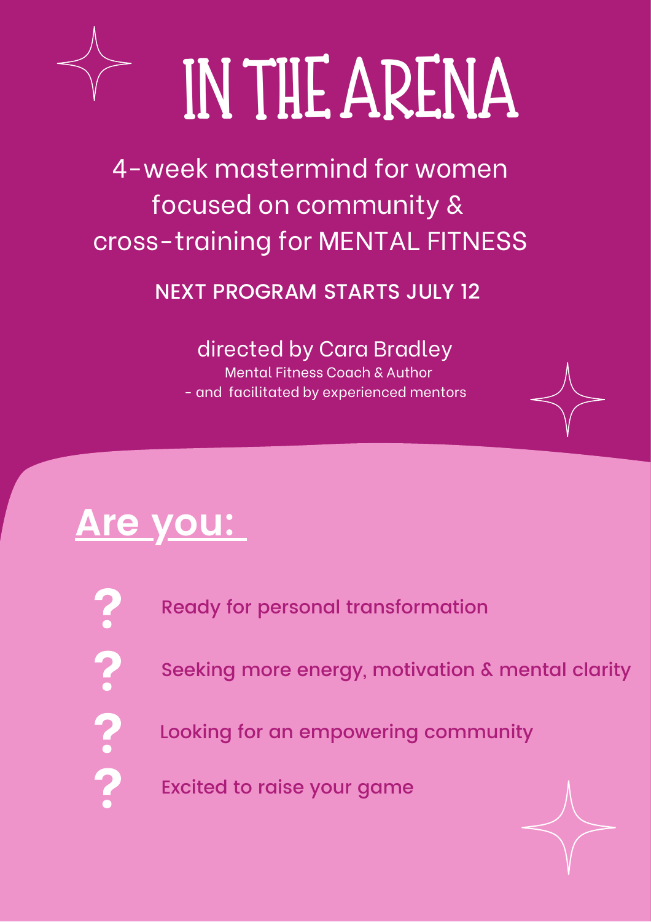# IN THE ARENA

4-week mastermind for women focused on community & cross-training for MENTAL FITNESS

**NEXT PROGRAM STARTS JULY 12**

directed by Cara Bradley
Mental Fitness Coach & Author
- and facilitated by experienced mentors

## Are you:

- ? Ready for personal transformation
- ? Seeking more energy, motivation & mental clarity
- ? Looking for an empowering community
- ? Excited to raise your game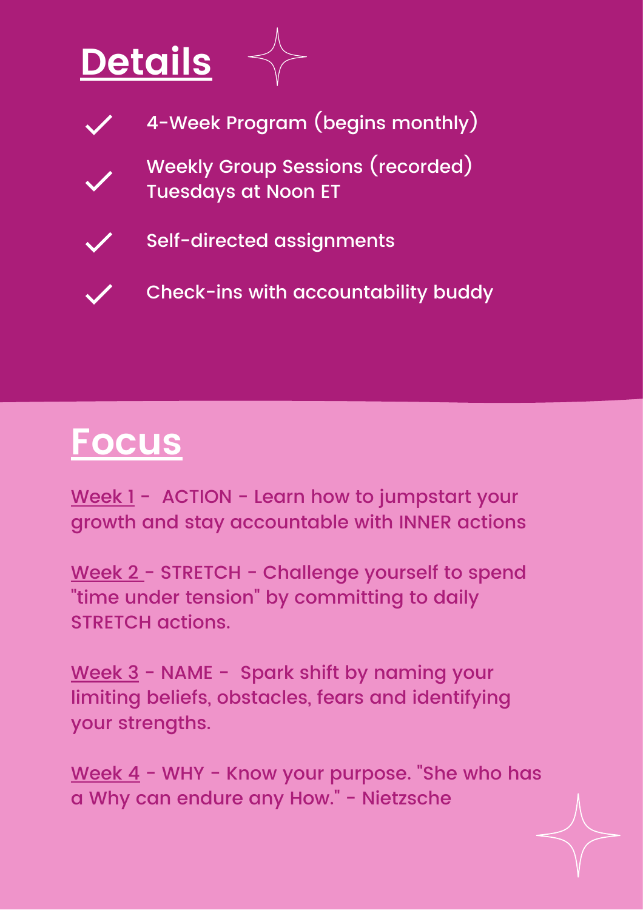## Details

- 4-Week Program (begins monthly)
- Weekly Group Sessions (recorded) Tuesdays at Noon ET
- Self-directed assignments
- Check-ins with accountability buddy

## Focus

Week 1 - ACTION - Learn how to jumpstart your growth and stay accountable with INNER actions

Week 2 - STRETCH - Challenge yourself to spend "time under tension" by committing to daily STRETCH actions.

Week 3 - NAME - Spark shift by naming your limiting beliefs, obstacles, fears and identifying your strengths.

Week 4 - WHY - Know your purpose. "She who has a Why can endure any How." - Nietzsche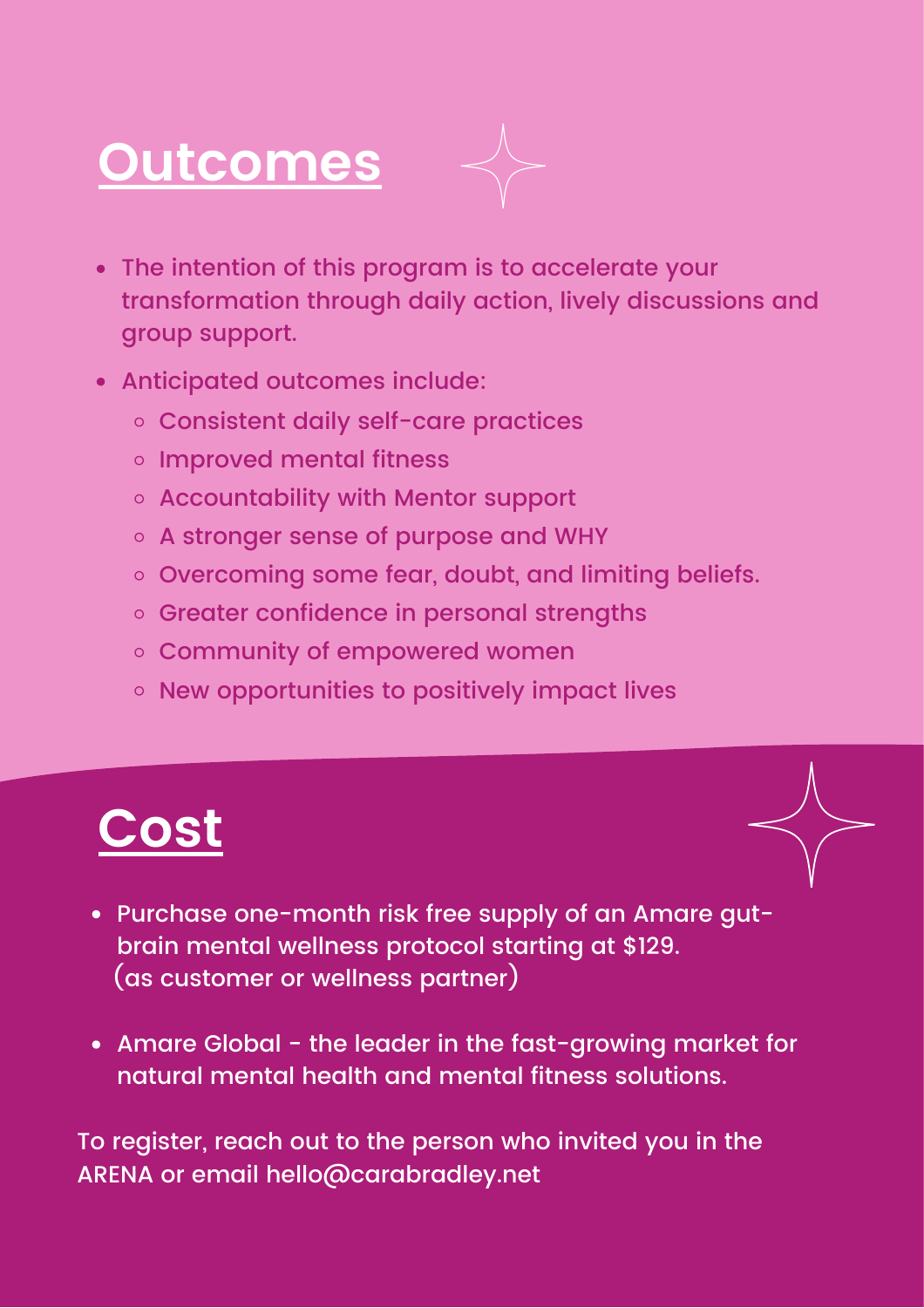# Outcomes

- The intention of this program is to accelerate your transformation through daily action, lively discussions and group support.
- Anticipated outcomes include:
  - Consistent daily self-care practices
  - Improved mental fitness
  - Accountability with Mentor support
  - A stronger sense of purpose and WHY
  - Overcoming some fear, doubt, and limiting beliefs.
  - Greater confidence in personal strengths
  - Community of empowered women
  - New opportunities to positively impact lives

# Cost

- Purchase one-month risk free supply of an Amare gut-brain mental wellness protocol starting at $129. (as customer or wellness partner)
- Amare Global - the leader in the fast-growing market for natural mental health and mental fitness solutions.

To register, reach out to the person who invited you in the ARENA or email hello@carabradley.net